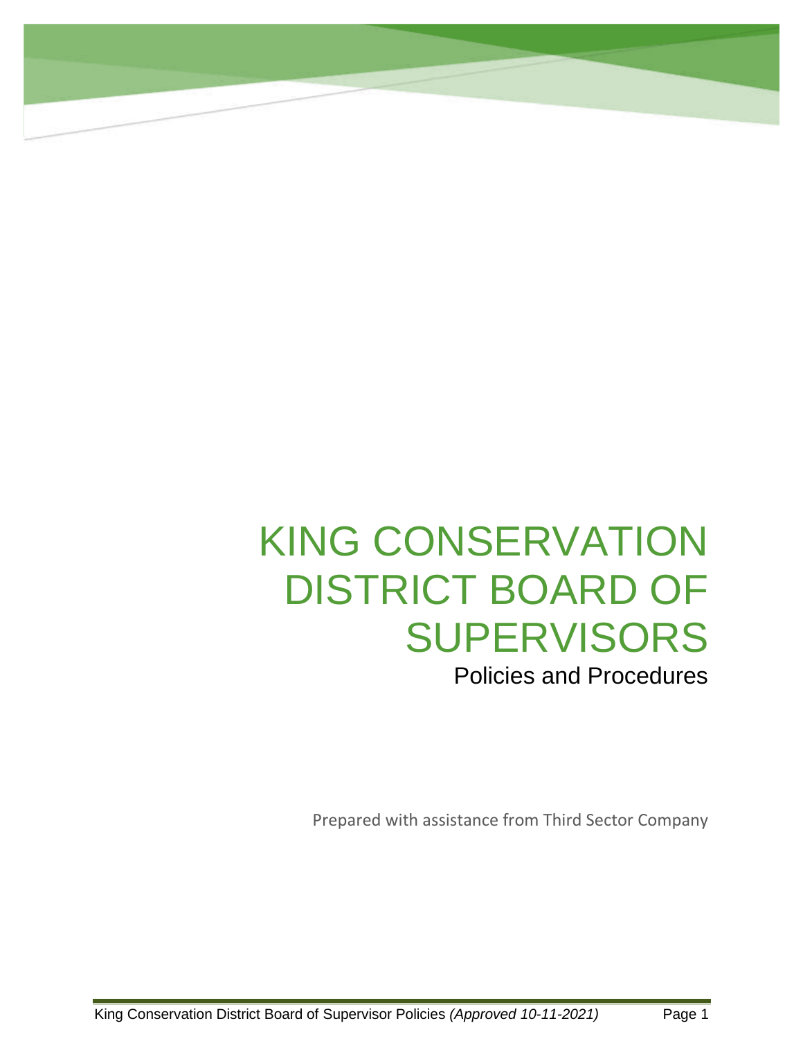# KING CONSERVATION DISTRICT BOARD OF SUPERVISORS

## Policies and Procedures

Prepared with assistance from Third Sector Company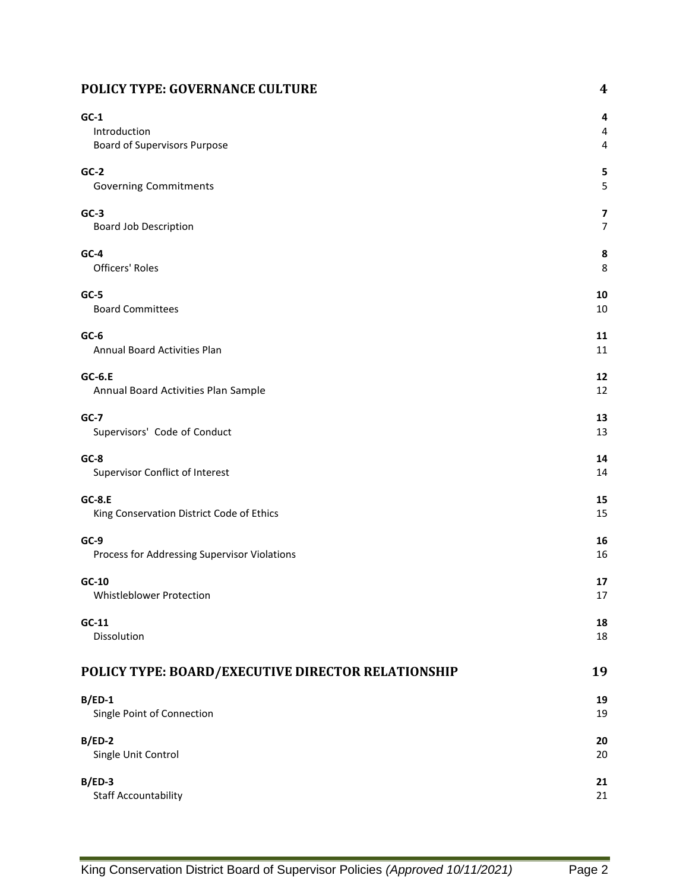## POLICY TYPE: GOVERNANCE CULTURE 4

**GC-1** **4**
Introduction 4
Board of Supervisors Purpose 4

**GC-2** **5**
Governing Commitments 5

**GC-3** **7**
Board Job Description 7

**GC-4** **8**
Officers' Roles 8

**GC-5** **10**
Board Committees 10

**GC-6** **11**
Annual Board Activities Plan 11

**GC-6.E** **12**
Annual Board Activities Plan Sample 12

**GC-7** **13**
Supervisors' Code of Conduct 13

**GC-8** **14**
Supervisor Conflict of Interest 14

**GC-8.E** **15**
King Conservation District Code of Ethics 15

**GC-9** **16**
Process for Addressing Supervisor Violations 16

**GC-10** **17**
Whistleblower Protection 17

**GC-11** **18**
Dissolution 18

## POLICY TYPE: BOARD/EXECUTIVE DIRECTOR RELATIONSHIP 19

**B/ED-1** **19**
Single Point of Connection 19

**B/ED-2** **20**
Single Unit Control 20

**B/ED-3** **21**
Staff Accountability 21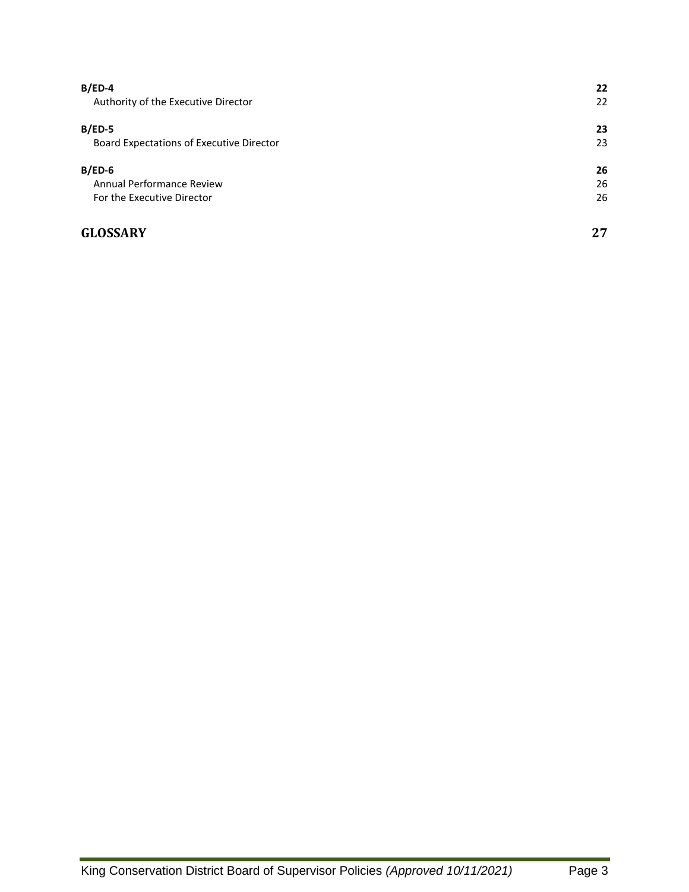**B/ED-4** **22**
Authority of the Executive Director 22

**B/ED-5** **23**
Board Expectations of Executive Director 23

**B/ED-6** **26**
Annual Performance Review 26
For the Executive Director 26

**GLOSSARY** **27**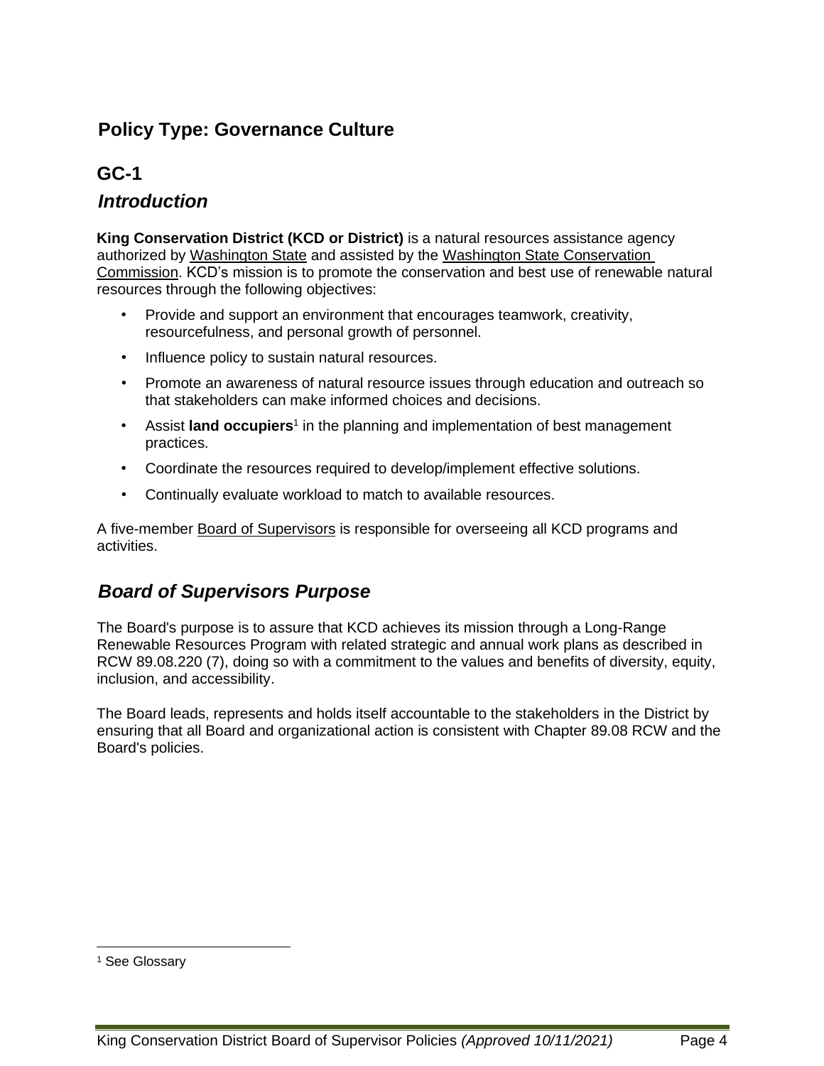## Policy Type: Governance Culture

### GC-1

### *Introduction*

**King Conservation District (KCD or District)** is a natural resources assistance agency authorized by Washington State and assisted by the Washington State Conservation Commission. KCD's mission is to promote the conservation and best use of renewable natural resources through the following objectives:

- Provide and support an environment that encourages teamwork, creativity, resourcefulness, and personal growth of personnel.
- Influence policy to sustain natural resources.
- Promote an awareness of natural resource issues through education and outreach so that stakeholders can make informed choices and decisions.
- Assist **land occupiers**[1] in the planning and implementation of best management practices.
- Coordinate the resources required to develop/implement effective solutions.
- Continually evaluate workload to match to available resources.

A five-member Board of Supervisors is responsible for overseeing all KCD programs and activities.

### *Board of Supervisors Purpose*

The Board's purpose is to assure that KCD achieves its mission through a Long-Range Renewable Resources Program with related strategic and annual work plans as described in RCW 89.08.220 (7), doing so with a commitment to the values and benefits of diversity, equity, inclusion, and accessibility.

The Board leads, represents and holds itself accountable to the stakeholders in the District by ensuring that all Board and organizational action is consistent with Chapter 89.08 RCW and the Board's policies.

[1] See Glossary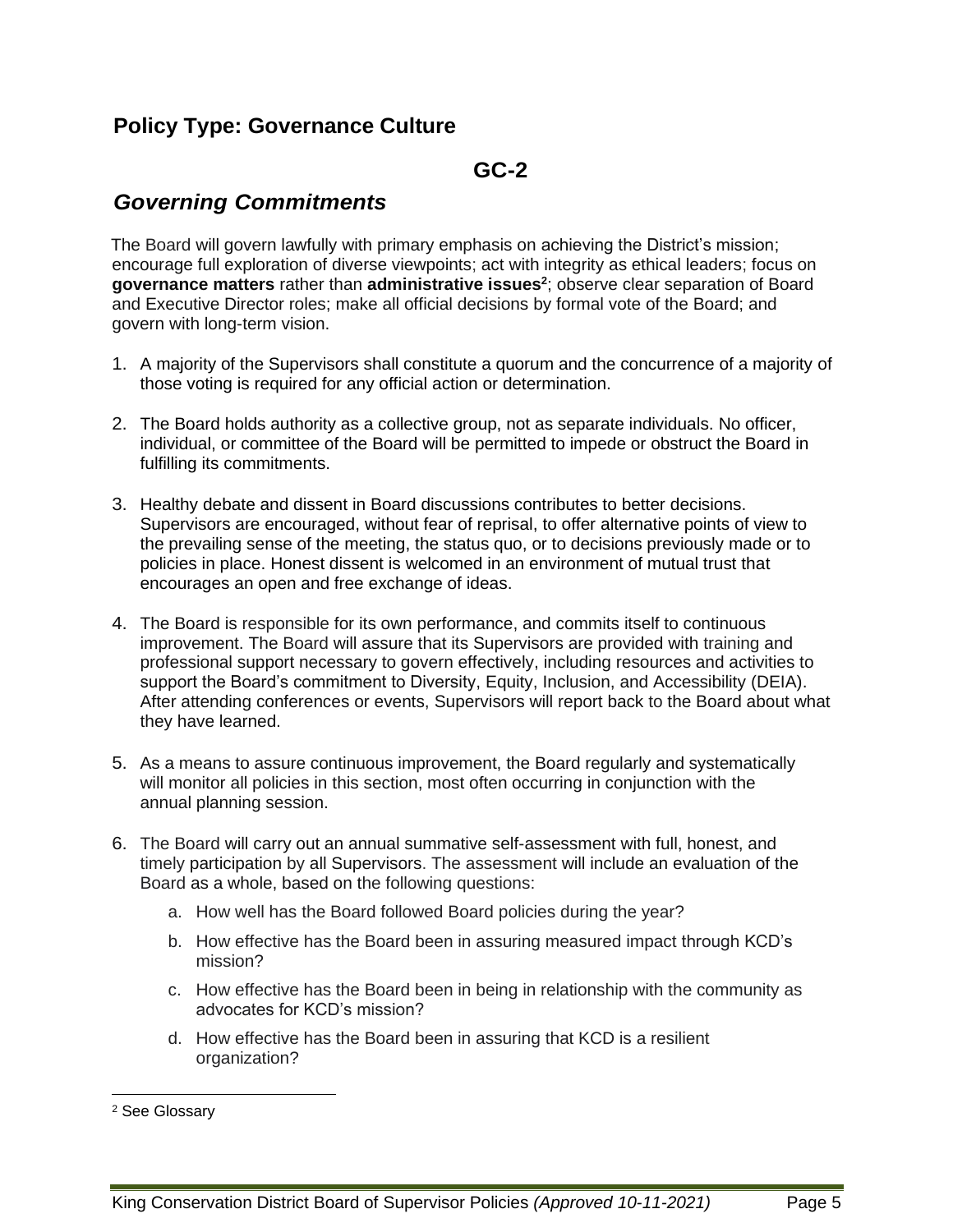## Policy Type: Governance Culture

### GC-2

### *Governing Commitments*

The Board will govern lawfully with primary emphasis on achieving the District's mission; encourage full exploration of diverse viewpoints; act with integrity as ethical leaders; focus on **governance matters** rather than **administrative issues**[2]; observe clear separation of Board and Executive Director roles; make all official decisions by formal vote of the Board; and govern with long-term vision.

1. A majority of the Supervisors shall constitute a quorum and the concurrence of a majority of those voting is required for any official action or determination.

2. The Board holds authority as a collective group, not as separate individuals. No officer, individual, or committee of the Board will be permitted to impede or obstruct the Board in fulfilling its commitments.

3. Healthy debate and dissent in Board discussions contributes to better decisions. Supervisors are encouraged, without fear of reprisal, to offer alternative points of view to the prevailing sense of the meeting, the status quo, or to decisions previously made or to policies in place. Honest dissent is welcomed in an environment of mutual trust that encourages an open and free exchange of ideas.

4. The Board is responsible for its own performance, and commits itself to continuous improvement. The Board will assure that its Supervisors are provided with training and professional support necessary to govern effectively, including resources and activities to support the Board's commitment to Diversity, Equity, Inclusion, and Accessibility (DEIA). After attending conferences or events, Supervisors will report back to the Board about what they have learned.

5. As a means to assure continuous improvement, the Board regularly and systematically will monitor all policies in this section, most often occurring in conjunction with the annual planning session.

6. The Board will carry out an annual summative self-assessment with full, honest, and timely participation by all Supervisors. The assessment will include an evaluation of the Board as a whole, based on the following questions:

   a. How well has the Board followed Board policies during the year?

   b. How effective has the Board been in assuring measured impact through KCD's mission?

   c. How effective has the Board been in being in relationship with the community as advocates for KCD's mission?

   d. How effective has the Board been in assuring that KCD is a resilient organization?

---

[2] See Glossary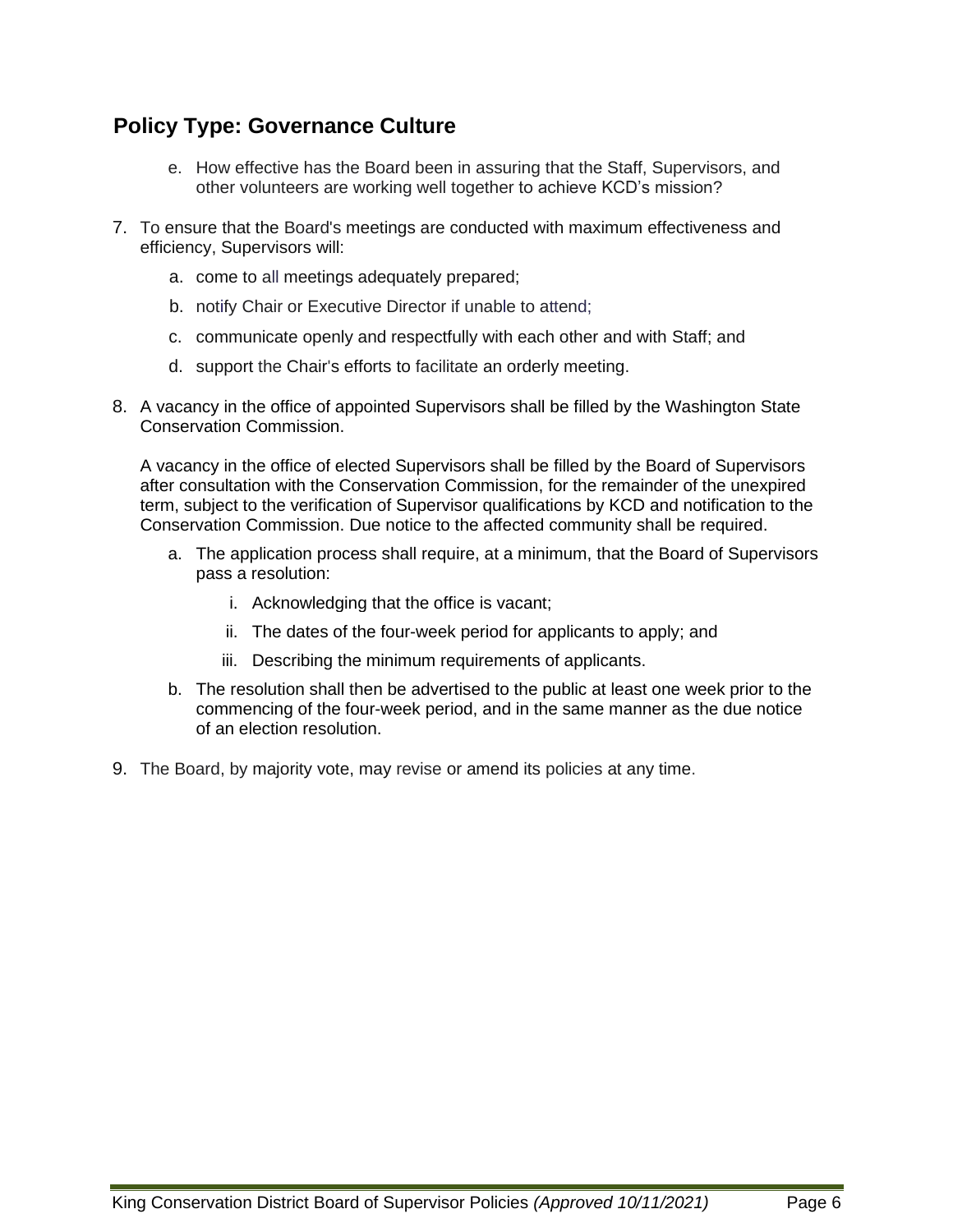## Policy Type: Governance Culture

   e. How effective has the Board been in assuring that the Staff, Supervisors, and other volunteers are working well together to achieve KCD's mission?

7. To ensure that the Board's meetings are conducted with maximum effectiveness and efficiency, Supervisors will:
   a. come to all meetings adequately prepared;
   b. notify Chair or Executive Director if unable to attend;
   c. communicate openly and respectfully with each other and with Staff; and
   d. support the Chair's efforts to facilitate an orderly meeting.

8. A vacancy in the office of appointed Supervisors shall be filled by the Washington State Conservation Commission.

   A vacancy in the office of elected Supervisors shall be filled by the Board of Supervisors after consultation with the Conservation Commission, for the remainder of the unexpired term, subject to the verification of Supervisor qualifications by KCD and notification to the Conservation Commission. Due notice to the affected community shall be required.

   a. The application process shall require, at a minimum, that the Board of Supervisors pass a resolution:
      i. Acknowledging that the office is vacant;
      ii. The dates of the four-week period for applicants to apply; and
      iii. Describing the minimum requirements of applicants.
   b. The resolution shall then be advertised to the public at least one week prior to the commencing of the four-week period, and in the same manner as the due notice of an election resolution.

9. The Board, by majority vote, may revise or amend its policies at any time.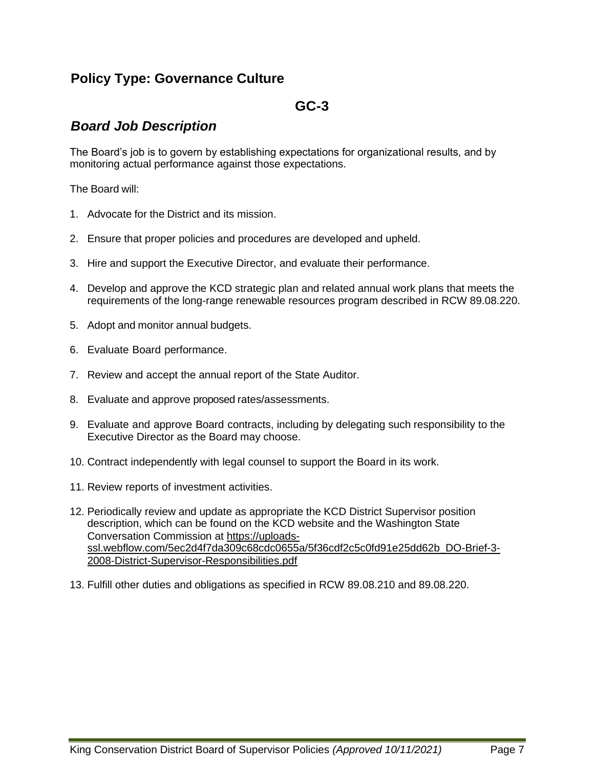## Policy Type: Governance Culture

### GC-3

### *Board Job Description*

The Board's job is to govern by establishing expectations for organizational results, and by monitoring actual performance against those expectations.

The Board will:

1. Advocate for the District and its mission.
2. Ensure that proper policies and procedures are developed and upheld.
3. Hire and support the Executive Director, and evaluate their performance.
4. Develop and approve the KCD strategic plan and related annual work plans that meets the requirements of the long-range renewable resources program described in RCW 89.08.220.
5. Adopt and monitor annual budgets.
6. Evaluate Board performance.
7. Review and accept the annual report of the State Auditor.
8. Evaluate and approve proposed rates/assessments.
9. Evaluate and approve Board contracts, including by delegating such responsibility to the Executive Director as the Board may choose.
10. Contract independently with legal counsel to support the Board in its work.
11. Review reports of investment activities.
12. Periodically review and update as appropriate the KCD District Supervisor position description, which can be found on the KCD website and the Washington State Conversation Commission at https://uploads-ssl.webflow.com/5ec2d4f7da309c68cdc0655a/5f36cdf2c5c0fd91e25dd62b_DO-Brief-3-2008-District-Supervisor-Responsibilities.pdf
13. Fulfill other duties and obligations as specified in RCW 89.08.210 and 89.08.220.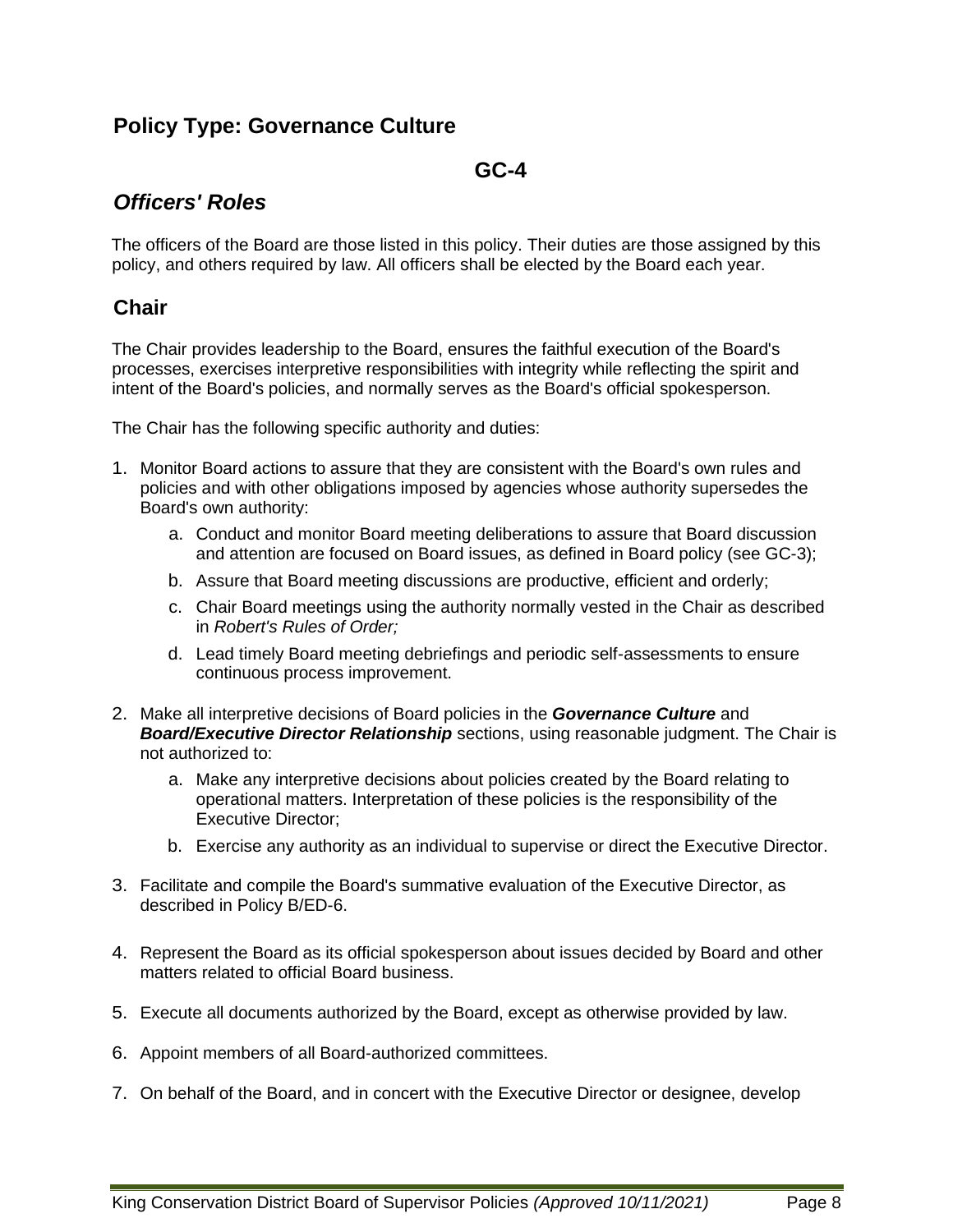## Policy Type: Governance Culture

### GC-4

## *Officers' Roles*

The officers of the Board are those listed in this policy. Their duties are those assigned by this policy, and others required by law. All officers shall be elected by the Board each year.

### Chair

The Chair provides leadership to the Board, ensures the faithful execution of the Board's processes, exercises interpretive responsibilities with integrity while reflecting the spirit and intent of the Board's policies, and normally serves as the Board's official spokesperson.

The Chair has the following specific authority and duties:

1. Monitor Board actions to assure that they are consistent with the Board's own rules and policies and with other obligations imposed by agencies whose authority supersedes the Board's own authority:
    a. Conduct and monitor Board meeting deliberations to assure that Board discussion and attention are focused on Board issues, as defined in Board policy (see GC-3);
    b. Assure that Board meeting discussions are productive, efficient and orderly;
    c. Chair Board meetings using the authority normally vested in the Chair as described in *Robert's Rules of Order;*
    d. Lead timely Board meeting debriefings and periodic self-assessments to ensure continuous process improvement.
2. Make all interpretive decisions of Board policies in the ***Governance Culture*** and ***Board/Executive Director Relationship*** sections, using reasonable judgment. The Chair is not authorized to:
    a. Make any interpretive decisions about policies created by the Board relating to operational matters. Interpretation of these policies is the responsibility of the Executive Director;
    b. Exercise any authority as an individual to supervise or direct the Executive Director.
3. Facilitate and compile the Board's summative evaluation of the Executive Director, as described in Policy B/ED-6.
4. Represent the Board as its official spokesperson about issues decided by Board and other matters related to official Board business.
5. Execute all documents authorized by the Board, except as otherwise provided by law.
6. Appoint members of all Board-authorized committees.
7. On behalf of the Board, and in concert with the Executive Director or designee, develop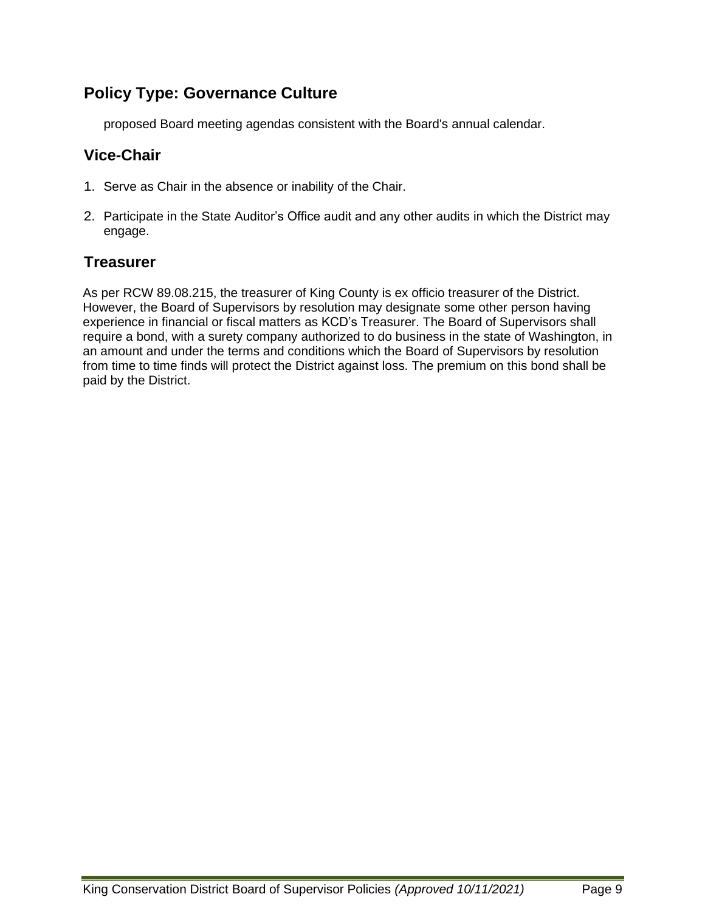## Policy Type: Governance Culture

proposed Board meeting agendas consistent with the Board's annual calendar.

### Vice-Chair

1. Serve as Chair in the absence or inability of the Chair.
2. Participate in the State Auditor’s Office audit and any other audits in which the District may engage.

### Treasurer

As per RCW 89.08.215, the treasurer of King County is ex officio treasurer of the District. However, the Board of Supervisors by resolution may designate some other person having experience in financial or fiscal matters as KCD’s Treasurer. The Board of Supervisors shall require a bond, with a surety company authorized to do business in the state of Washington, in an amount and under the terms and conditions which the Board of Supervisors by resolution from time to time finds will protect the District against loss. The premium on this bond shall be paid by the District.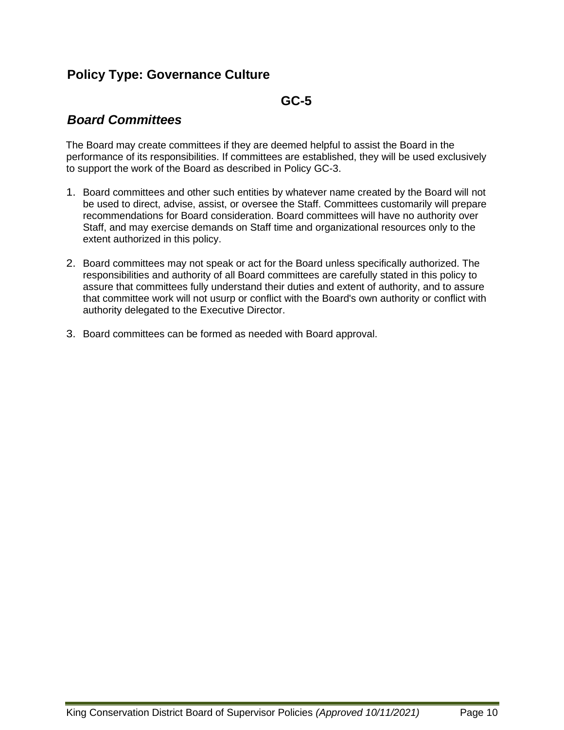## Policy Type: Governance Culture

### GC-5

### *Board Committees*

The Board may create committees if they are deemed helpful to assist the Board in the performance of its responsibilities. If committees are established, they will be used exclusively to support the work of the Board as described in Policy GC-3.

1. Board committees and other such entities by whatever name created by the Board will not be used to direct, advise, assist, or oversee the Staff. Committees customarily will prepare recommendations for Board consideration. Board committees will have no authority over Staff, and may exercise demands on Staff time and organizational resources only to the extent authorized in this policy.

2. Board committees may not speak or act for the Board unless specifically authorized. The responsibilities and authority of all Board committees are carefully stated in this policy to assure that committees fully understand their duties and extent of authority, and to assure that committee work will not usurp or conflict with the Board's own authority or conflict with authority delegated to the Executive Director.

3. Board committees can be formed as needed with Board approval.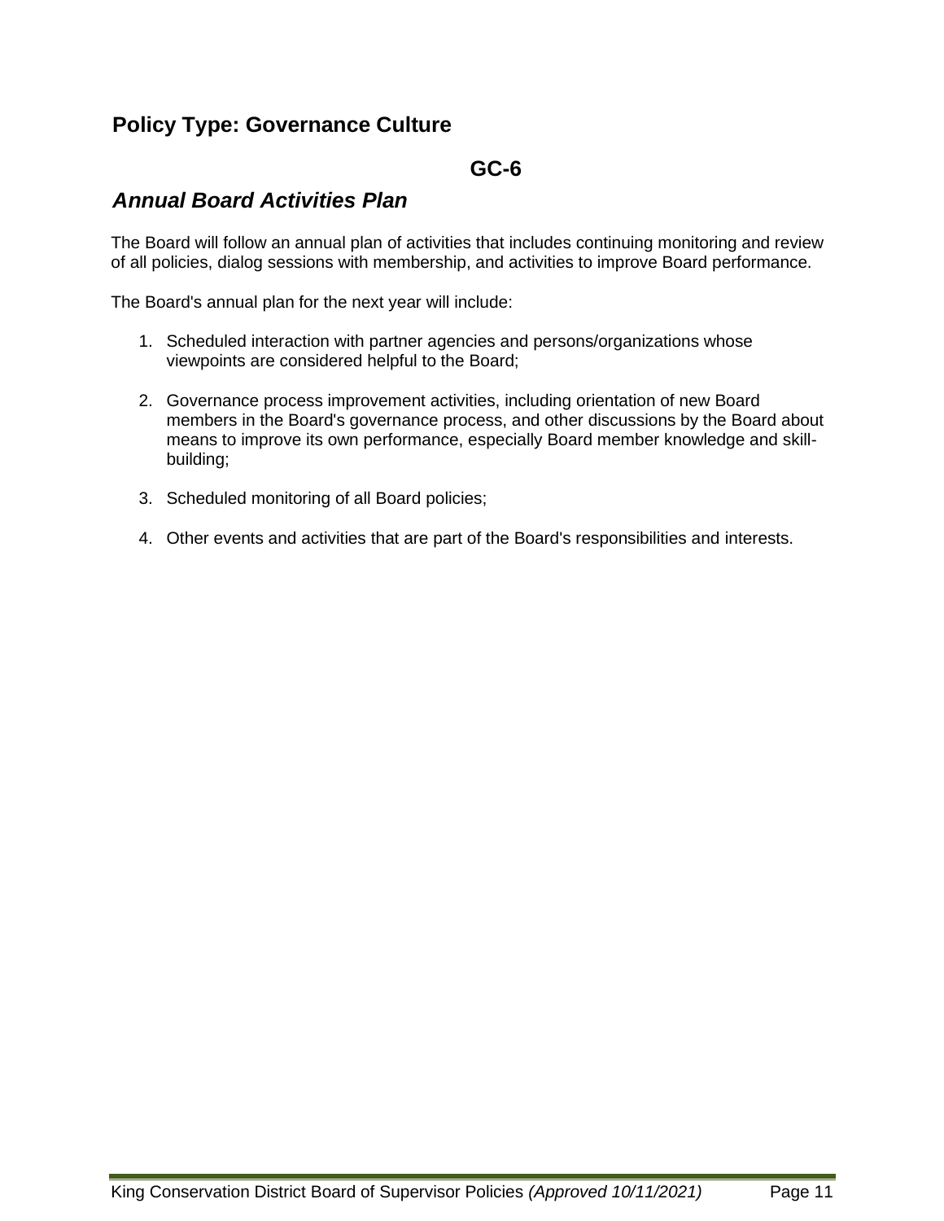## Policy Type: Governance Culture

### GC-6

### *Annual Board Activities Plan*

The Board will follow an annual plan of activities that includes continuing monitoring and review of all policies, dialog sessions with membership, and activities to improve Board performance.

The Board's annual plan for the next year will include:

1. Scheduled interaction with partner agencies and persons/organizations whose viewpoints are considered helpful to the Board;

2. Governance process improvement activities, including orientation of new Board members in the Board's governance process, and other discussions by the Board about means to improve its own performance, especially Board member knowledge and skill-building;

3. Scheduled monitoring of all Board policies;

4. Other events and activities that are part of the Board's responsibilities and interests.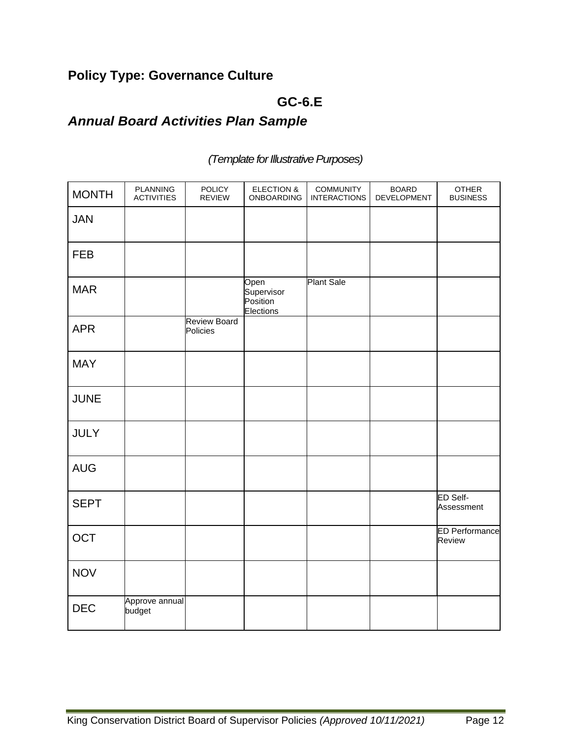## Policy Type: Governance Culture

### GC-6.E

### *Annual Board Activities Plan Sample*

*(Template for Illustrative Purposes)*

| MONTH | PLANNING ACTIVITIES | POLICY REVIEW | ELECTION & ONBOARDING | COMMUNITY INTERACTIONS | BOARD DEVELOPMENT | OTHER BUSINESS |
|---|---|---|---|---|---|---|
| JAN | | | | | | |
| FEB | | | | | | |
| MAR | | | Open Supervisor Position Elections | Plant Sale | | |
| APR | | Review Board Policies | | | | |
| MAY | | | | | | |
| JUNE | | | | | | |
| JULY | | | | | | |
| AUG | | | | | | |
| SEPT | | | | | | ED Self-Assessment |
| OCT | | | | | | ED Performance Review |
| NOV | | | | | | |
| DEC | Approve annual budget | | | | | |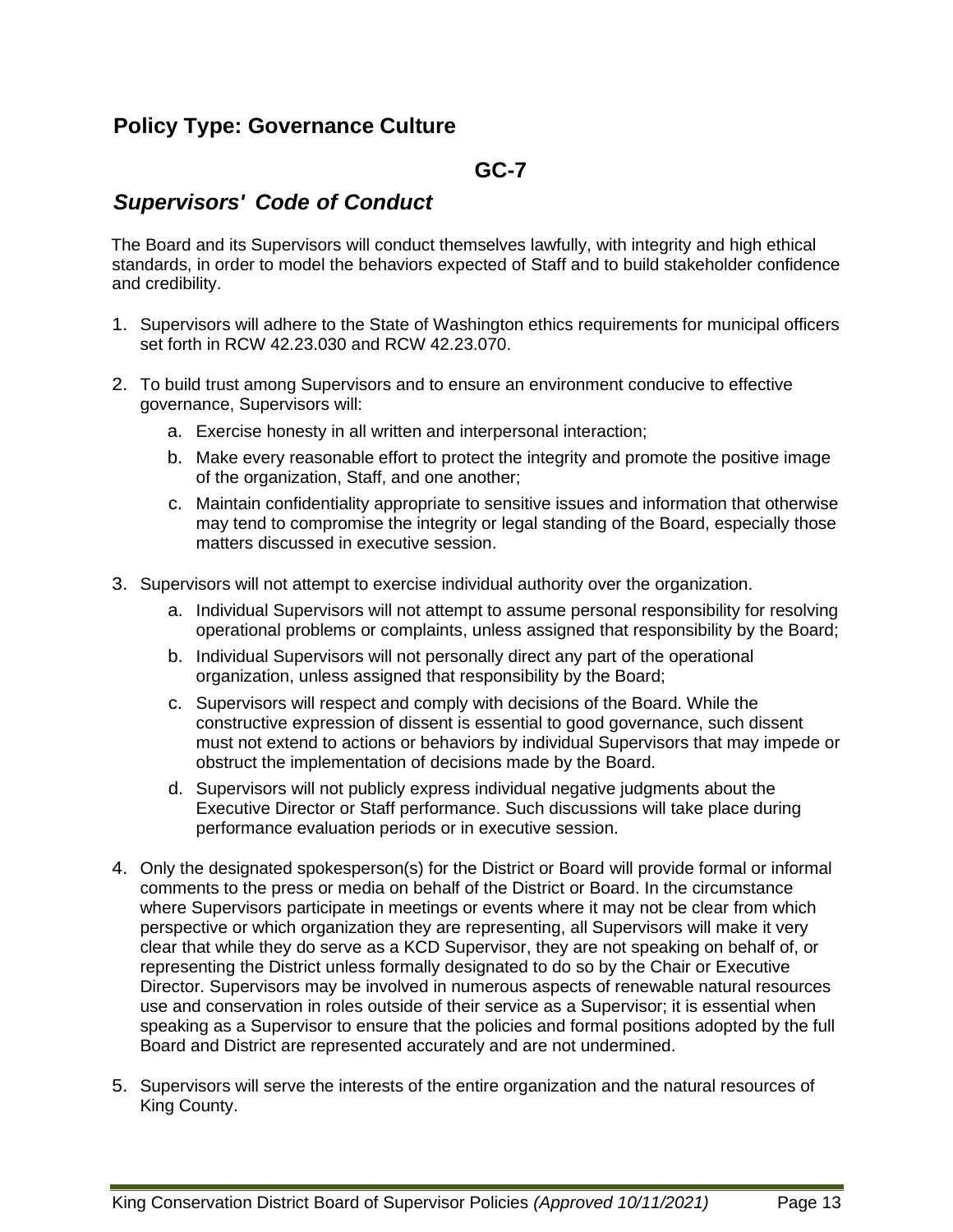## Policy Type: Governance Culture

### GC-7

### *Supervisors' Code of Conduct*

The Board and its Supervisors will conduct themselves lawfully, with integrity and high ethical standards, in order to model the behaviors expected of Staff and to build stakeholder confidence and credibility.

1. Supervisors will adhere to the State of Washington ethics requirements for municipal officers set forth in RCW 42.23.030 and RCW 42.23.070.

2. To build trust among Supervisors and to ensure an environment conducive to effective governance, Supervisors will:
   a. Exercise honesty in all written and interpersonal interaction;
   b. Make every reasonable effort to protect the integrity and promote the positive image of the organization, Staff, and one another;
   c. Maintain confidentiality appropriate to sensitive issues and information that otherwise may tend to compromise the integrity or legal standing of the Board, especially those matters discussed in executive session.

3. Supervisors will not attempt to exercise individual authority over the organization.
   a. Individual Supervisors will not attempt to assume personal responsibility for resolving operational problems or complaints, unless assigned that responsibility by the Board;
   b. Individual Supervisors will not personally direct any part of the operational organization, unless assigned that responsibility by the Board;
   c. Supervisors will respect and comply with decisions of the Board. While the constructive expression of dissent is essential to good governance, such dissent must not extend to actions or behaviors by individual Supervisors that may impede or obstruct the implementation of decisions made by the Board.
   d. Supervisors will not publicly express individual negative judgments about the Executive Director or Staff performance. Such discussions will take place during performance evaluation periods or in executive session.

4. Only the designated spokesperson(s) for the District or Board will provide formal or informal comments to the press or media on behalf of the District or Board. In the circumstance where Supervisors participate in meetings or events where it may not be clear from which perspective or which organization they are representing, all Supervisors will make it very clear that while they do serve as a KCD Supervisor, they are not speaking on behalf of, or representing the District unless formally designated to do so by the Chair or Executive Director. Supervisors may be involved in numerous aspects of renewable natural resources use and conservation in roles outside of their service as a Supervisor; it is essential when speaking as a Supervisor to ensure that the policies and formal positions adopted by the full Board and District are represented accurately and are not undermined.

5. Supervisors will serve the interests of the entire organization and the natural resources of King County.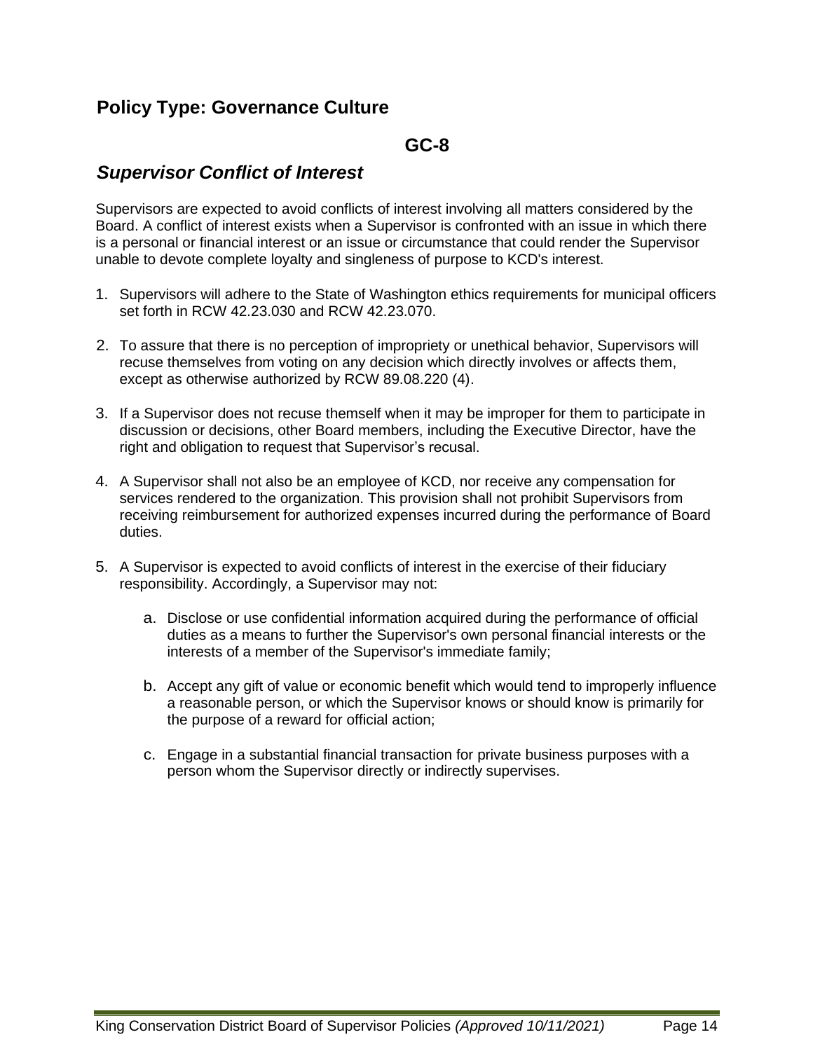## Policy Type: Governance Culture

### GC-8

### *Supervisor Conflict of Interest*

Supervisors are expected to avoid conflicts of interest involving all matters considered by the Board. A conflict of interest exists when a Supervisor is confronted with an issue in which there is a personal or financial interest or an issue or circumstance that could render the Supervisor unable to devote complete loyalty and singleness of purpose to KCD's interest.

1. Supervisors will adhere to the State of Washington ethics requirements for municipal officers set forth in RCW 42.23.030 and RCW 42.23.070.

2. To assure that there is no perception of impropriety or unethical behavior, Supervisors will recuse themselves from voting on any decision which directly involves or affects them, except as otherwise authorized by RCW 89.08.220 (4).

3. If a Supervisor does not recuse themself when it may be improper for them to participate in discussion or decisions, other Board members, including the Executive Director, have the right and obligation to request that Supervisor's recusal.

4. A Supervisor shall not also be an employee of KCD, nor receive any compensation for services rendered to the organization. This provision shall not prohibit Supervisors from receiving reimbursement for authorized expenses incurred during the performance of Board duties.

5. A Supervisor is expected to avoid conflicts of interest in the exercise of their fiduciary responsibility. Accordingly, a Supervisor may not:

    a. Disclose or use confidential information acquired during the performance of official duties as a means to further the Supervisor's own personal financial interests or the interests of a member of the Supervisor's immediate family;

    b. Accept any gift of value or economic benefit which would tend to improperly influence a reasonable person, or which the Supervisor knows or should know is primarily for the purpose of a reward for official action;

    c. Engage in a substantial financial transaction for private business purposes with a person whom the Supervisor directly or indirectly supervises.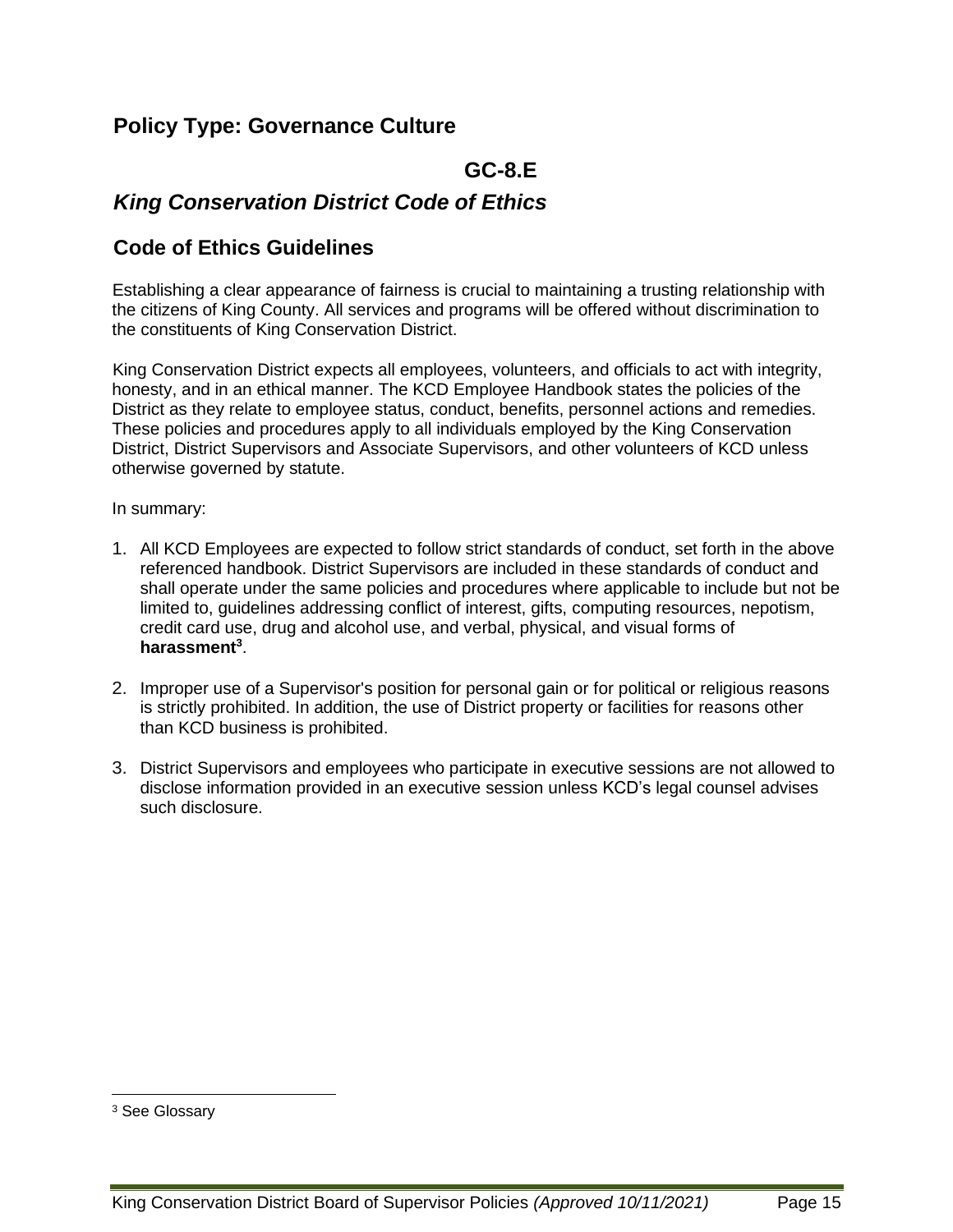## Policy Type: Governance Culture

### GC-8.E

### *King Conservation District Code of Ethics*

### Code of Ethics Guidelines

Establishing a clear appearance of fairness is crucial to maintaining a trusting relationship with the citizens of King County. All services and programs will be offered without discrimination to the constituents of King Conservation District.

King Conservation District expects all employees, volunteers, and officials to act with integrity, honesty, and in an ethical manner. The KCD Employee Handbook states the policies of the District as they relate to employee status, conduct, benefits, personnel actions and remedies. These policies and procedures apply to all individuals employed by the King Conservation District, District Supervisors and Associate Supervisors, and other volunteers of KCD unless otherwise governed by statute.

In summary:

1. All KCD Employees are expected to follow strict standards of conduct, set forth in the above referenced handbook. District Supervisors are included in these standards of conduct and shall operate under the same policies and procedures where applicable to include but not be limited to, guidelines addressing conflict of interest, gifts, computing resources, nepotism, credit card use, drug and alcohol use, and verbal, physical, and visual forms of **harassment**[3].

2. Improper use of a Supervisor's position for personal gain or for political or religious reasons is strictly prohibited. In addition, the use of District property or facilities for reasons other than KCD business is prohibited.

3. District Supervisors and employees who participate in executive sessions are not allowed to disclose information provided in an executive session unless KCD's legal counsel advises such disclosure.

---

[3] See Glossary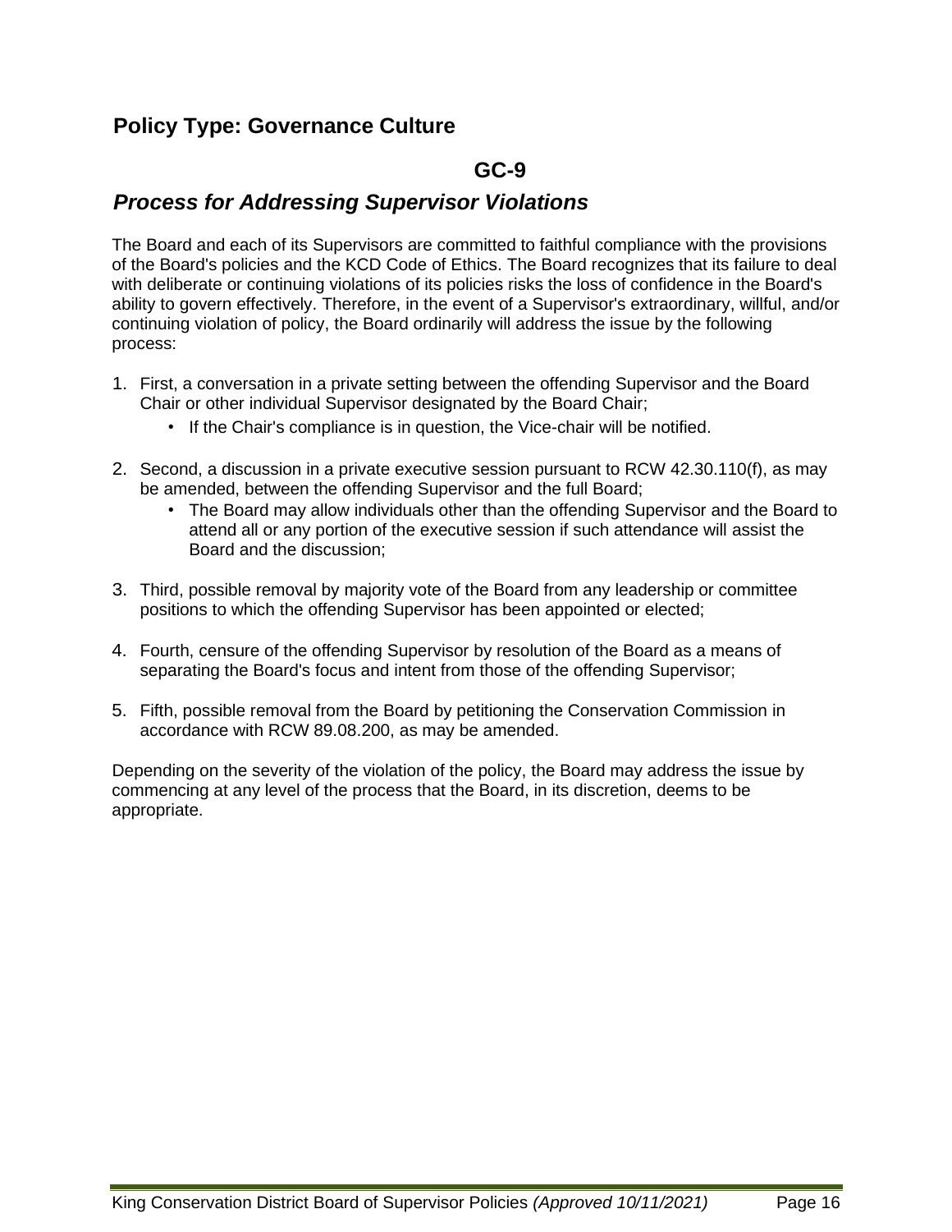## Policy Type: Governance Culture

### GC-9

### *Process for Addressing Supervisor Violations*

The Board and each of its Supervisors are committed to faithful compliance with the provisions of the Board's policies and the KCD Code of Ethics. The Board recognizes that its failure to deal with deliberate or continuing violations of its policies risks the loss of confidence in the Board's ability to govern effectively. Therefore, in the event of a Supervisor's extraordinary, willful, and/or continuing violation of policy, the Board ordinarily will address the issue by the following process:

1. First, a conversation in a private setting between the offending Supervisor and the Board Chair or other individual Supervisor designated by the Board Chair;
   - If the Chair's compliance is in question, the Vice-chair will be notified.

2. Second, a discussion in a private executive session pursuant to RCW 42.30.110(f), as may be amended, between the offending Supervisor and the full Board;
   - The Board may allow individuals other than the offending Supervisor and the Board to attend all or any portion of the executive session if such attendance will assist the Board and the discussion;

3. Third, possible removal by majority vote of the Board from any leadership or committee positions to which the offending Supervisor has been appointed or elected;

4. Fourth, censure of the offending Supervisor by resolution of the Board as a means of separating the Board's focus and intent from those of the offending Supervisor;

5. Fifth, possible removal from the Board by petitioning the Conservation Commission in accordance with RCW 89.08.200, as may be amended.

Depending on the severity of the violation of the policy, the Board may address the issue by commencing at any level of the process that the Board, in its discretion, deems to be appropriate.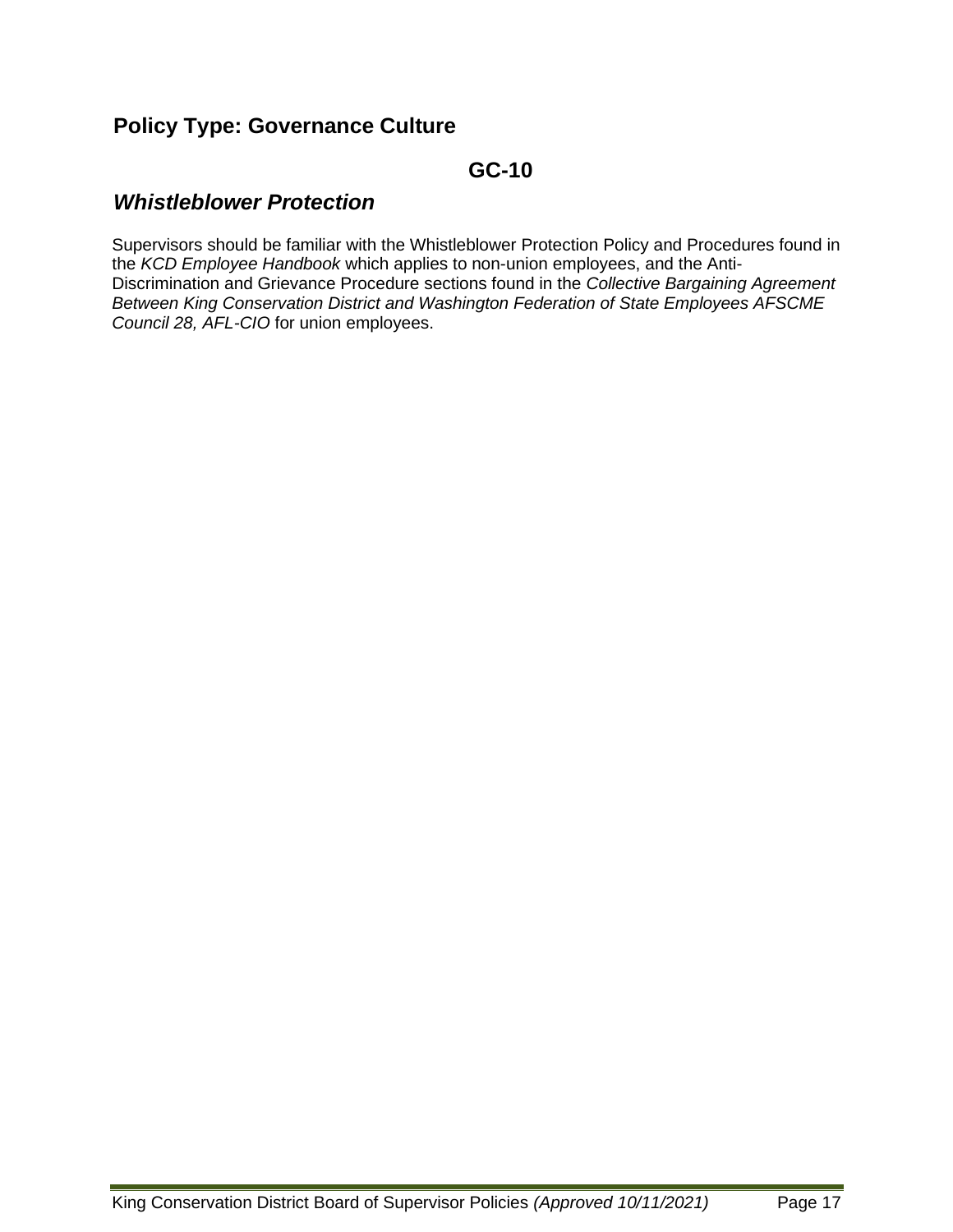## Policy Type: Governance Culture

### GC-10

### *Whistleblower Protection*

Supervisors should be familiar with the Whistleblower Protection Policy and Procedures found in the *KCD Employee Handbook* which applies to non-union employees, and the Anti-Discrimination and Grievance Procedure sections found in the *Collective Bargaining Agreement Between King Conservation District and Washington Federation of State Employees AFSCME Council 28, AFL-CIO* for union employees.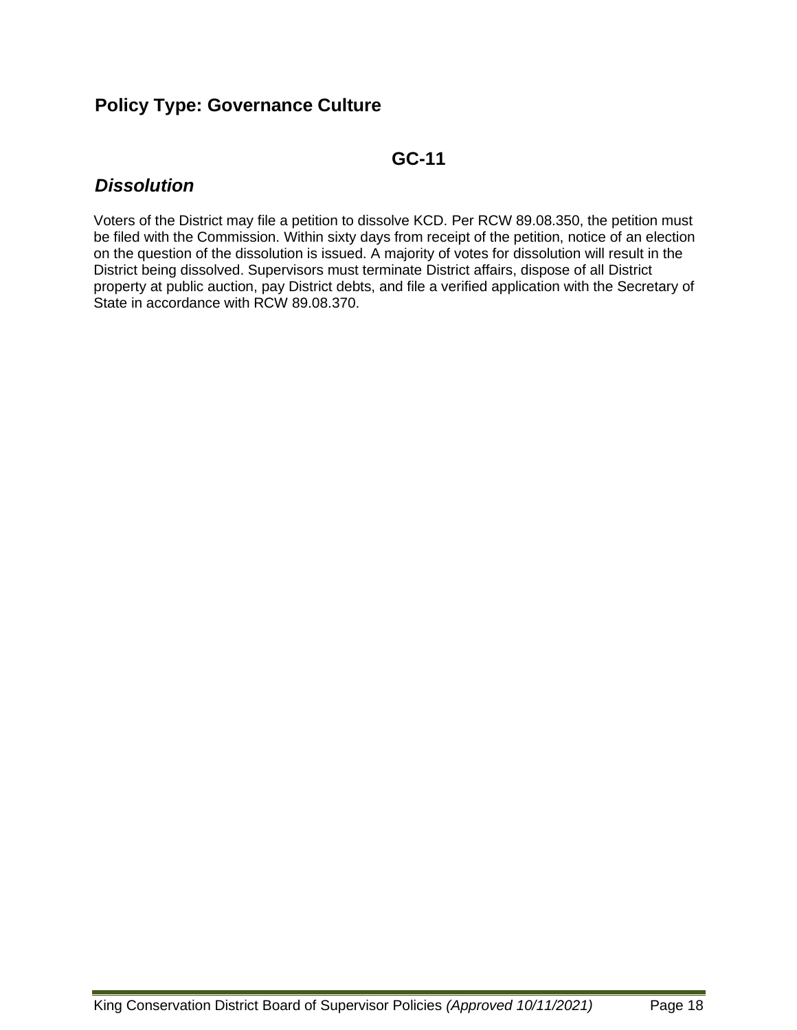## Policy Type: Governance Culture

### GC-11

### *Dissolution*

Voters of the District may file a petition to dissolve KCD. Per RCW 89.08.350, the petition must be filed with the Commission. Within sixty days from receipt of the petition, notice of an election on the question of the dissolution is issued. A majority of votes for dissolution will result in the District being dissolved. Supervisors must terminate District affairs, dispose of all District property at public auction, pay District debts, and file a verified application with the Secretary of State in accordance with RCW 89.08.370.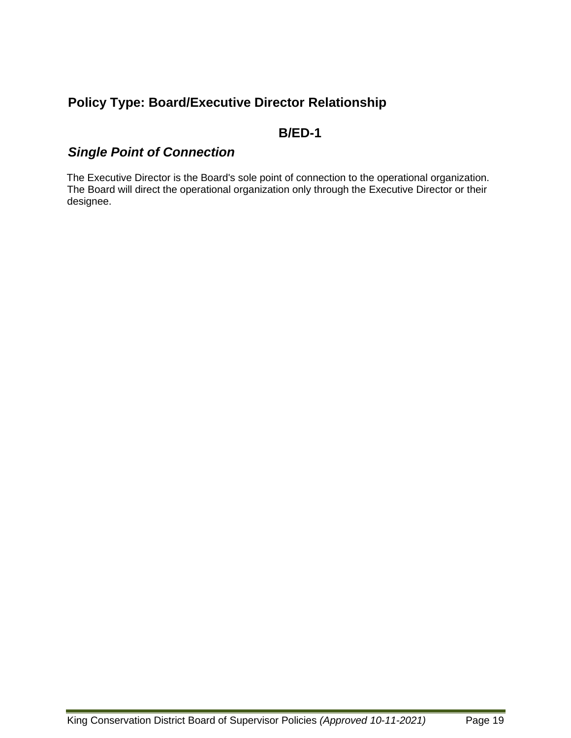## Policy Type: Board/Executive Director Relationship

### B/ED-1

### *Single Point of Connection*

The Executive Director is the Board's sole point of connection to the operational organization. The Board will direct the operational organization only through the Executive Director or their designee.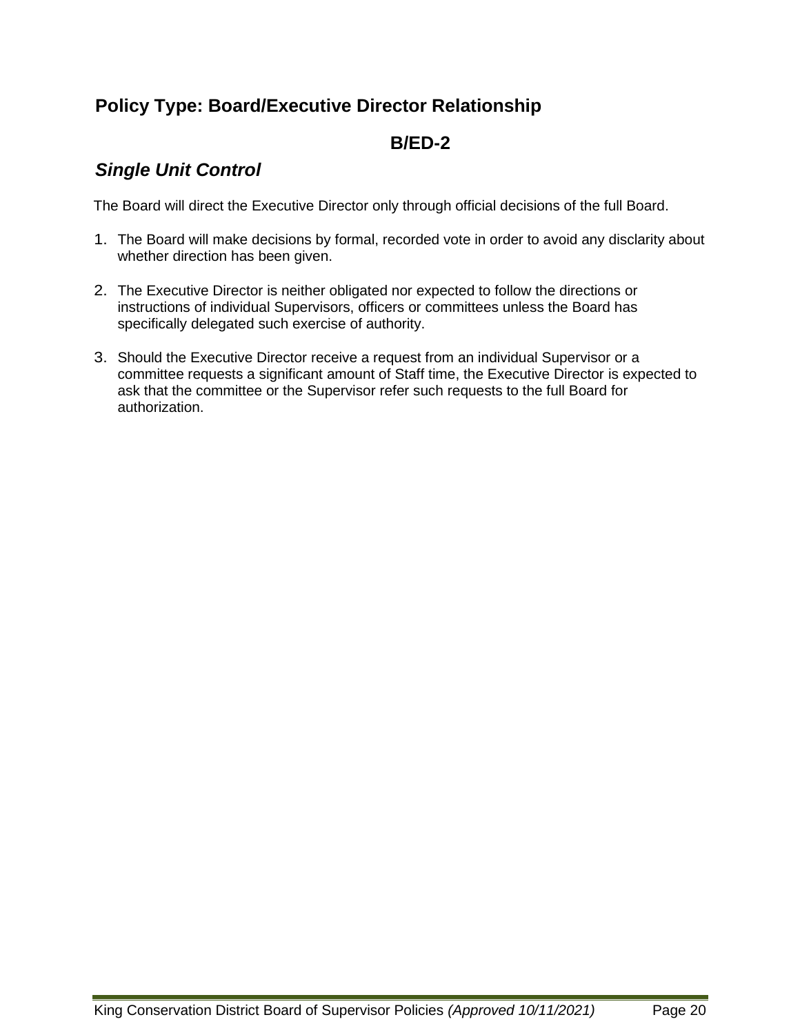## Policy Type: Board/Executive Director Relationship

**B/ED-2**

### *Single Unit Control*

The Board will direct the Executive Director only through official decisions of the full Board.

1. The Board will make decisions by formal, recorded vote in order to avoid any disclarity about whether direction has been given.

2. The Executive Director is neither obligated nor expected to follow the directions or instructions of individual Supervisors, officers or committees unless the Board has specifically delegated such exercise of authority.

3. Should the Executive Director receive a request from an individual Supervisor or a committee requests a significant amount of Staff time, the Executive Director is expected to ask that the committee or the Supervisor refer such requests to the full Board for authorization.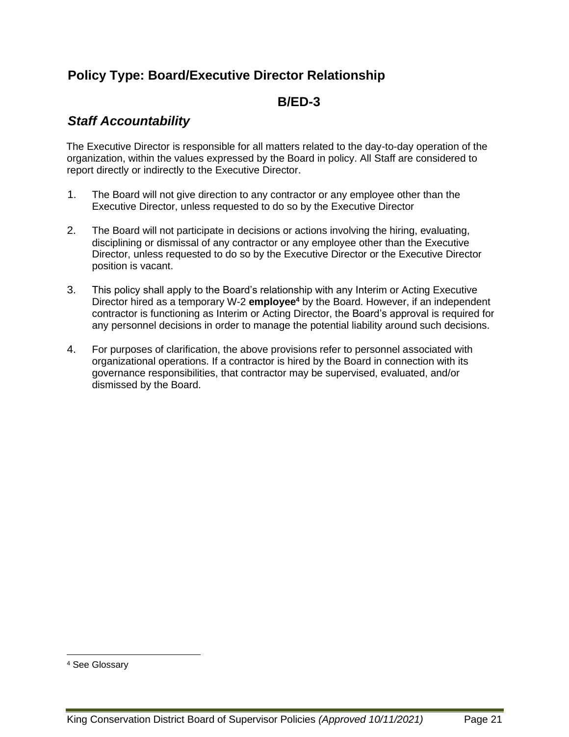## Policy Type: Board/Executive Director Relationship

## B/ED-3

### *Staff Accountability*

The Executive Director is responsible for all matters related to the day-to-day operation of the organization, within the values expressed by the Board in policy. All Staff are considered to report directly or indirectly to the Executive Director.

1. The Board will not give direction to any contractor or any employee other than the Executive Director, unless requested to do so by the Executive Director

2. The Board will not participate in decisions or actions involving the hiring, evaluating, disciplining or dismissal of any contractor or any employee other than the Executive Director, unless requested to do so by the Executive Director or the Executive Director position is vacant.

3. This policy shall apply to the Board's relationship with any Interim or Acting Executive Director hired as a temporary W-2 **employee**[4] by the Board. However, if an independent contractor is functioning as Interim or Acting Director, the Board's approval is required for any personnel decisions in order to manage the potential liability around such decisions.

4. For purposes of clarification, the above provisions refer to personnel associated with organizational operations. If a contractor is hired by the Board in connection with its governance responsibilities, that contractor may be supervised, evaluated, and/or dismissed by the Board.

---

[4] See Glossary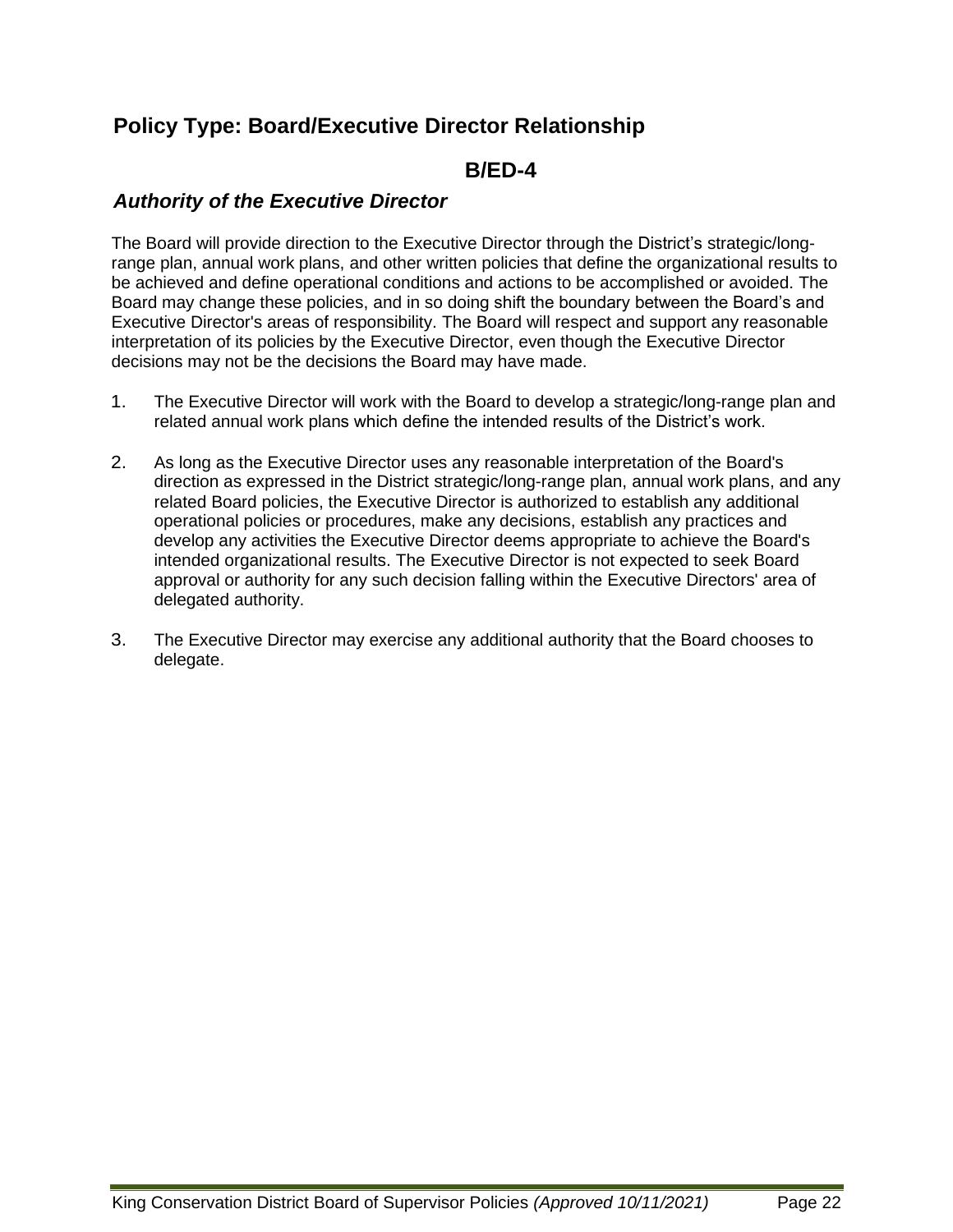## Policy Type: Board/Executive Director Relationship

## B/ED-4

### *Authority of the Executive Director*

The Board will provide direction to the Executive Director through the District's strategic/long-range plan, annual work plans, and other written policies that define the organizational results to be achieved and define operational conditions and actions to be accomplished or avoided. The Board may change these policies, and in so doing shift the boundary between the Board's and Executive Director's areas of responsibility. The Board will respect and support any reasonable interpretation of its policies by the Executive Director, even though the Executive Director decisions may not be the decisions the Board may have made.

1. The Executive Director will work with the Board to develop a strategic/long-range plan and related annual work plans which define the intended results of the District's work.

2. As long as the Executive Director uses any reasonable interpretation of the Board's direction as expressed in the District strategic/long-range plan, annual work plans, and any related Board policies, the Executive Director is authorized to establish any additional operational policies or procedures, make any decisions, establish any practices and develop any activities the Executive Director deems appropriate to achieve the Board's intended organizational results. The Executive Director is not expected to seek Board approval or authority for any such decision falling within the Executive Directors' area of delegated authority.

3. The Executive Director may exercise any additional authority that the Board chooses to delegate.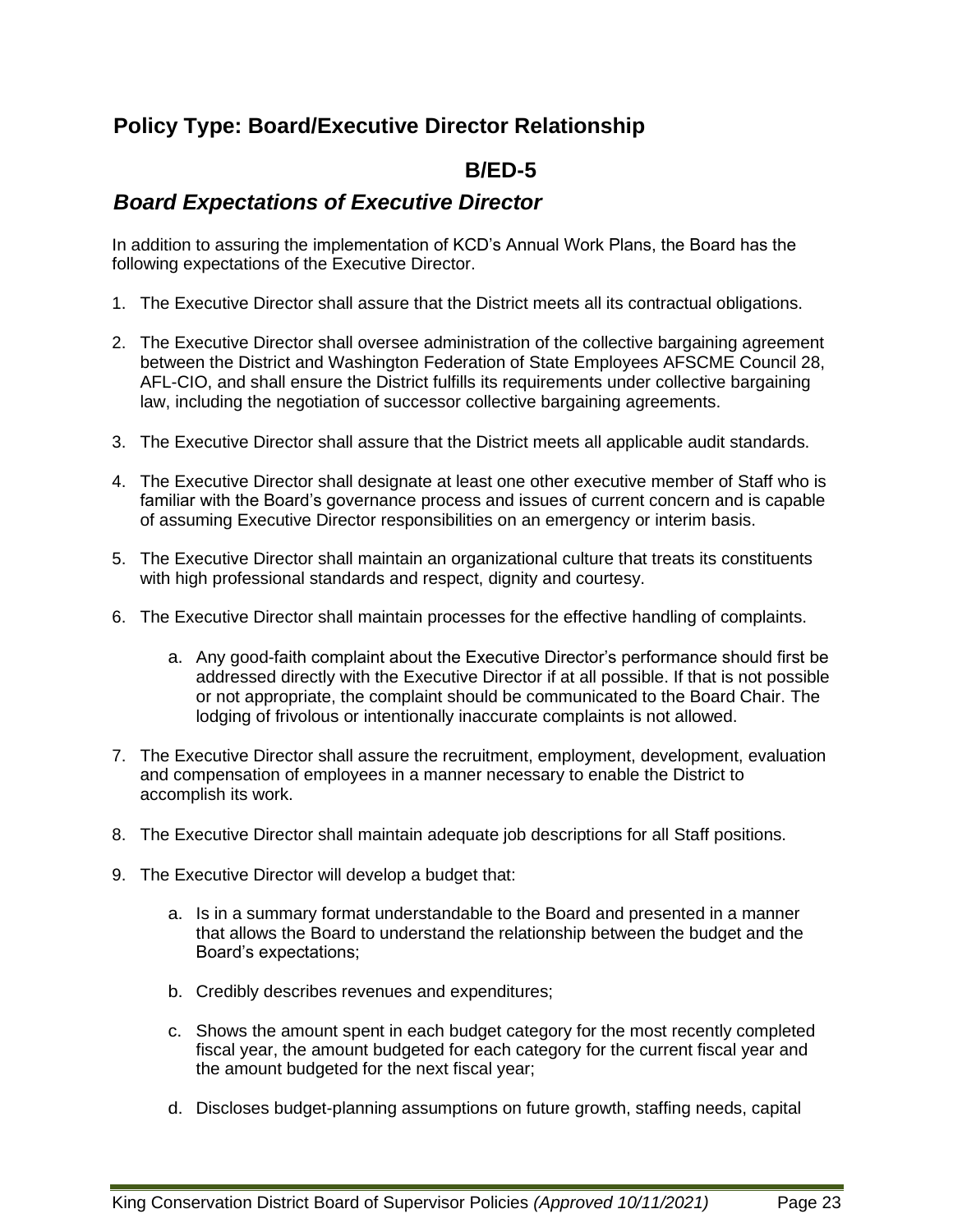## Policy Type: Board/Executive Director Relationship

### B/ED-5

### *Board Expectations of Executive Director*

In addition to assuring the implementation of KCD's Annual Work Plans, the Board has the following expectations of the Executive Director.

1. The Executive Director shall assure that the District meets all its contractual obligations.

2. The Executive Director shall oversee administration of the collective bargaining agreement between the District and Washington Federation of State Employees AFSCME Council 28, AFL-CIO, and shall ensure the District fulfills its requirements under collective bargaining law, including the negotiation of successor collective bargaining agreements.

3. The Executive Director shall assure that the District meets all applicable audit standards.

4. The Executive Director shall designate at least one other executive member of Staff who is familiar with the Board's governance process and issues of current concern and is capable of assuming Executive Director responsibilities on an emergency or interim basis.

5. The Executive Director shall maintain an organizational culture that treats its constituents with high professional standards and respect, dignity and courtesy.

6. The Executive Director shall maintain processes for the effective handling of complaints.

    a. Any good-faith complaint about the Executive Director's performance should first be addressed directly with the Executive Director if at all possible. If that is not possible or not appropriate, the complaint should be communicated to the Board Chair. The lodging of frivolous or intentionally inaccurate complaints is not allowed.

7. The Executive Director shall assure the recruitment, employment, development, evaluation and compensation of employees in a manner necessary to enable the District to accomplish its work.

8. The Executive Director shall maintain adequate job descriptions for all Staff positions.

9. The Executive Director will develop a budget that:

    a. Is in a summary format understandable to the Board and presented in a manner that allows the Board to understand the relationship between the budget and the Board's expectations;

    b. Credibly describes revenues and expenditures;

    c. Shows the amount spent in each budget category for the most recently completed fiscal year, the amount budgeted for each category for the current fiscal year and the amount budgeted for the next fiscal year;

    d. Discloses budget-planning assumptions on future growth, staffing needs, capital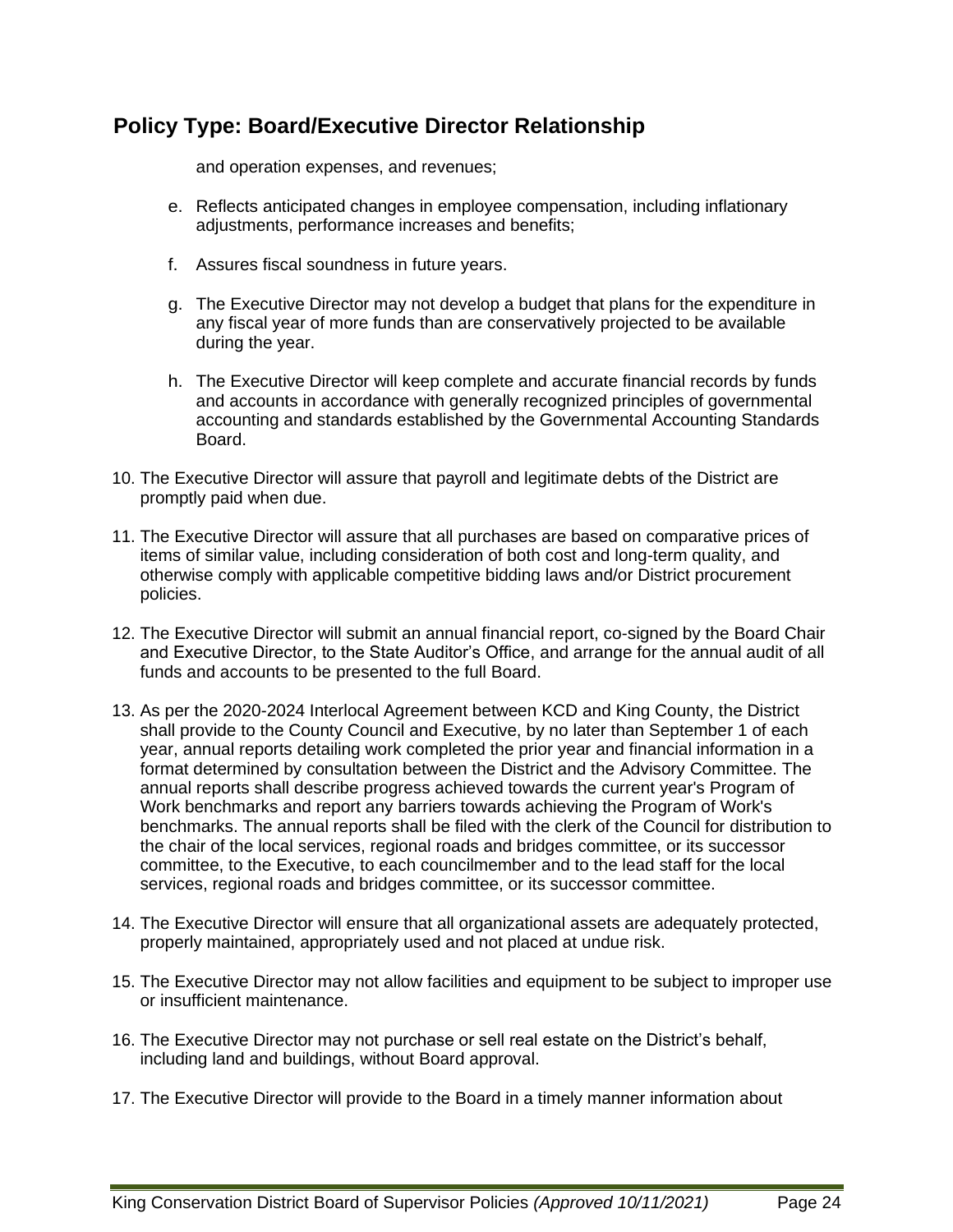## Policy Type: Board/Executive Director Relationship

and operation expenses, and revenues;

e. Reflects anticipated changes in employee compensation, including inflationary adjustments, performance increases and benefits;

f. Assures fiscal soundness in future years.

g. The Executive Director may not develop a budget that plans for the expenditure in any fiscal year of more funds than are conservatively projected to be available during the year.

h. The Executive Director will keep complete and accurate financial records by funds and accounts in accordance with generally recognized principles of governmental accounting and standards established by the Governmental Accounting Standards Board.

10. The Executive Director will assure that payroll and legitimate debts of the District are promptly paid when due.

11. The Executive Director will assure that all purchases are based on comparative prices of items of similar value, including consideration of both cost and long-term quality, and otherwise comply with applicable competitive bidding laws and/or District procurement policies.

12. The Executive Director will submit an annual financial report, co-signed by the Board Chair and Executive Director, to the State Auditor's Office, and arrange for the annual audit of all funds and accounts to be presented to the full Board.

13. As per the 2020-2024 Interlocal Agreement between KCD and King County, the District shall provide to the County Council and Executive, by no later than September 1 of each year, annual reports detailing work completed the prior year and financial information in a format determined by consultation between the District and the Advisory Committee. The annual reports shall describe progress achieved towards the current year's Program of Work benchmarks and report any barriers towards achieving the Program of Work's benchmarks. The annual reports shall be filed with the clerk of the Council for distribution to the chair of the local services, regional roads and bridges committee, or its successor committee, to the Executive, to each councilmember and to the lead staff for the local services, regional roads and bridges committee, or its successor committee.

14. The Executive Director will ensure that all organizational assets are adequately protected, properly maintained, appropriately used and not placed at undue risk.

15. The Executive Director may not allow facilities and equipment to be subject to improper use or insufficient maintenance.

16. The Executive Director may not purchase or sell real estate on the District's behalf, including land and buildings, without Board approval.

17. The Executive Director will provide to the Board in a timely manner information about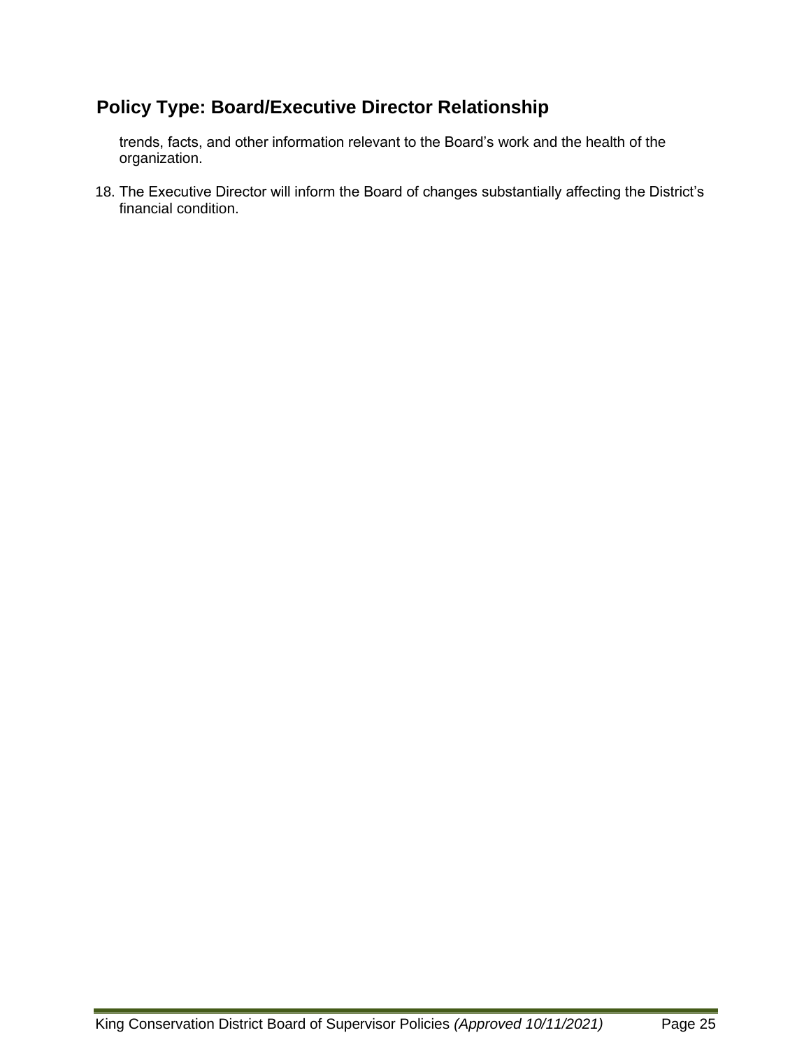## Policy Type: Board/Executive Director Relationship

trends, facts, and other information relevant to the Board's work and the health of the organization.

18. The Executive Director will inform the Board of changes substantially affecting the District's financial condition.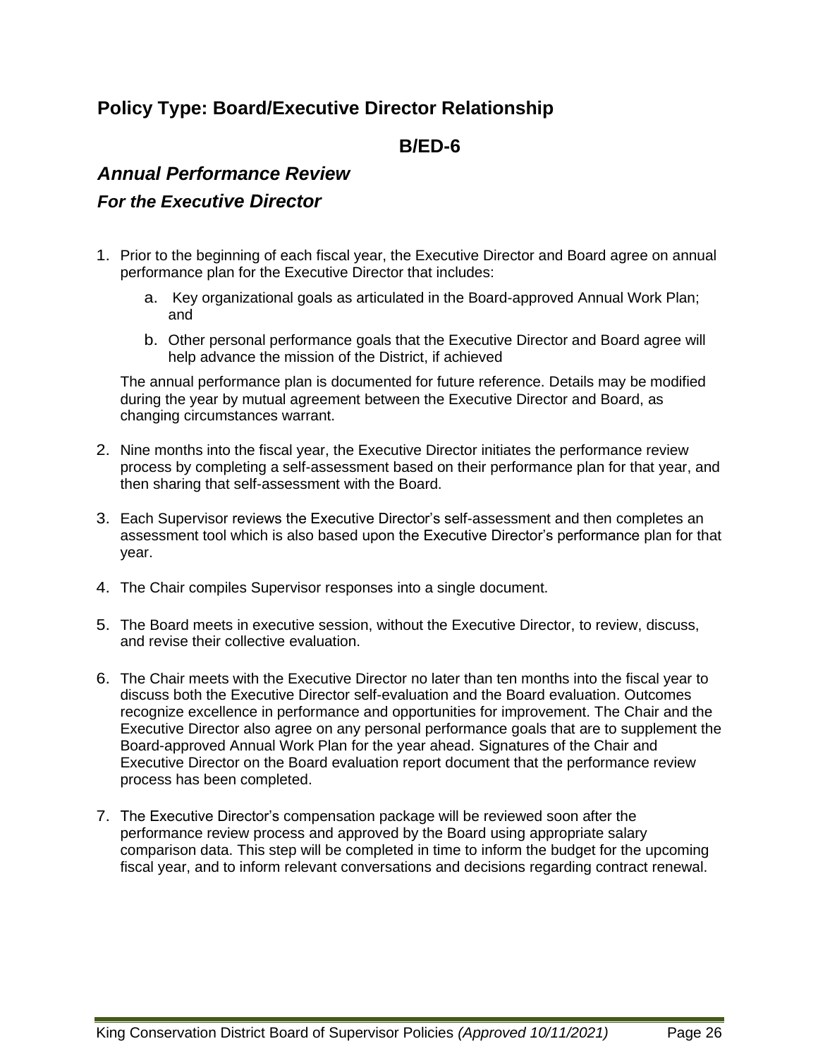## Policy Type: Board/Executive Director Relationship

### B/ED-6

### *Annual Performance Review*

### *For the Executive Director*

1. Prior to the beginning of each fiscal year, the Executive Director and Board agree on annual performance plan for the Executive Director that includes:
   a. Key organizational goals as articulated in the Board-approved Annual Work Plan; and
   b. Other personal performance goals that the Executive Director and Board agree will help advance the mission of the District, if achieved

   The annual performance plan is documented for future reference. Details may be modified during the year by mutual agreement between the Executive Director and Board, as changing circumstances warrant.

2. Nine months into the fiscal year, the Executive Director initiates the performance review process by completing a self-assessment based on their performance plan for that year, and then sharing that self-assessment with the Board.

3. Each Supervisor reviews the Executive Director's self-assessment and then completes an assessment tool which is also based upon the Executive Director's performance plan for that year.

4. The Chair compiles Supervisor responses into a single document.

5. The Board meets in executive session, without the Executive Director, to review, discuss, and revise their collective evaluation.

6. The Chair meets with the Executive Director no later than ten months into the fiscal year to discuss both the Executive Director self-evaluation and the Board evaluation. Outcomes recognize excellence in performance and opportunities for improvement. The Chair and the Executive Director also agree on any personal performance goals that are to supplement the Board-approved Annual Work Plan for the year ahead. Signatures of the Chair and Executive Director on the Board evaluation report document that the performance review process has been completed.

7. The Executive Director's compensation package will be reviewed soon after the performance review process and approved by the Board using appropriate salary comparison data. This step will be completed in time to inform the budget for the upcoming fiscal year, and to inform relevant conversations and decisions regarding contract renewal.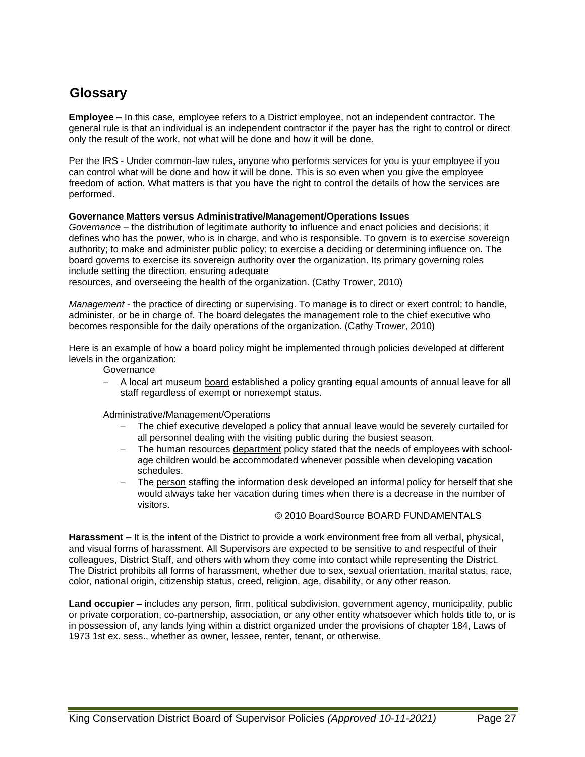## Glossary

**Employee –** In this case, employee refers to a District employee, not an independent contractor. The general rule is that an individual is an independent contractor if the payer has the right to control or direct only the result of the work, not what will be done and how it will be done.

Per the IRS - Under common-law rules, anyone who performs services for you is your employee if you can control what will be done and how it will be done. This is so even when you give the employee freedom of action. What matters is that you have the right to control the details of how the services are performed.

**Governance Matters versus Administrative/Management/Operations Issues**
*Governance* – the distribution of legitimate authority to influence and enact policies and decisions; it defines who has the power, who is in charge, and who is responsible. To govern is to exercise sovereign authority; to make and administer public policy; to exercise a deciding or determining influence on. The board governs to exercise its sovereign authority over the organization. Its primary governing roles include setting the direction, ensuring adequate
resources, and overseeing the health of the organization. (Cathy Trower, 2010)

*Management* - the practice of directing or supervising. To manage is to direct or exert control; to handle, administer, or be in charge of. The board delegates the management role to the chief executive who becomes responsible for the daily operations of the organization. (Cathy Trower, 2010)

Here is an example of how a board policy might be implemented through policies developed at different levels in the organization:

Governance

- A local art museum board established a policy granting equal amounts of annual leave for all staff regardless of exempt or nonexempt status.

Administrative/Management/Operations

- The chief executive developed a policy that annual leave would be severely curtailed for all personnel dealing with the visiting public during the busiest season.
- The human resources department policy stated that the needs of employees with school-age children would be accommodated whenever possible when developing vacation schedules.
- The person staffing the information desk developed an informal policy for herself that she would always take her vacation during times when there is a decrease in the number of visitors.

© 2010 BoardSource BOARD FUNDAMENTALS

**Harassment –** It is the intent of the District to provide a work environment free from all verbal, physical, and visual forms of harassment. All Supervisors are expected to be sensitive to and respectful of their colleagues, District Staff, and others with whom they come into contact while representing the District. The District prohibits all forms of harassment, whether due to sex, sexual orientation, marital status, race, color, national origin, citizenship status, creed, religion, age, disability, or any other reason.

**Land occupier –** includes any person, firm, political subdivision, government agency, municipality, public or private corporation, co-partnership, association, or any other entity whatsoever which holds title to, or is in possession of, any lands lying within a district organized under the provisions of chapter 184, Laws of 1973 1st ex. sess., whether as owner, lessee, renter, tenant, or otherwise.